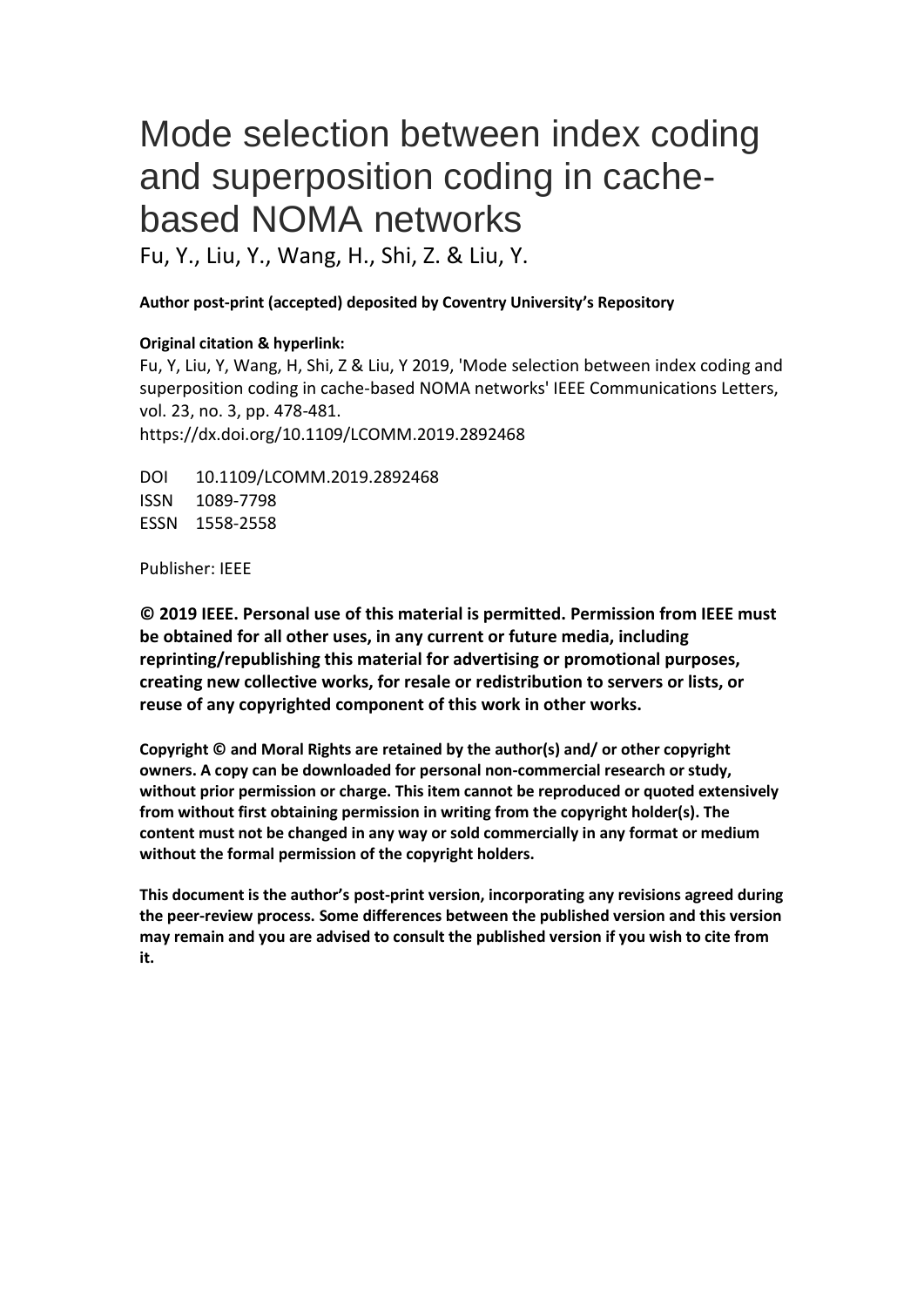# Mode selection between index coding and superposition coding in cache-based NOMA networks

Fu, Y., Liu, Y., Wang, H., Shi, Z. & Liu, Y.

**Author post-print (accepted) deposited by Coventry University's Repository**

**Original citation & hyperlink:**

Fu, Y, Liu, Y, Wang, H, Shi, Z & Liu, Y 2019, 'Mode selection between index coding and superposition coding in cache-based NOMA networks' IEEE Communications Letters, vol. 23, no. 3, pp. 478-481.
https://dx.doi.org/10.1109/LCOMM.2019.2892468

DOI 10.1109/LCOMM.2019.2892468
ISSN 1089-7798
ESSN 1558-2558

Publisher: IEEE

**© 2019 IEEE. Personal use of this material is permitted. Permission from IEEE must be obtained for all other uses, in any current or future media, including reprinting/republishing this material for advertising or promotional purposes, creating new collective works, for resale or redistribution to servers or lists, or reuse of any copyrighted component of this work in other works.**

**Copyright © and Moral Rights are retained by the author(s) and/ or other copyright owners. A copy can be downloaded for personal non-commercial research or study, without prior permission or charge. This item cannot be reproduced or quoted extensively from without first obtaining permission in writing from the copyright holder(s). The content must not be changed in any way or sold commercially in any format or medium without the formal permission of the copyright holders.**

**This document is the author's post-print version, incorporating any revisions agreed during the peer-review process. Some differences between the published version and this version may remain and you are advised to consult the published version if you wish to cite from it.**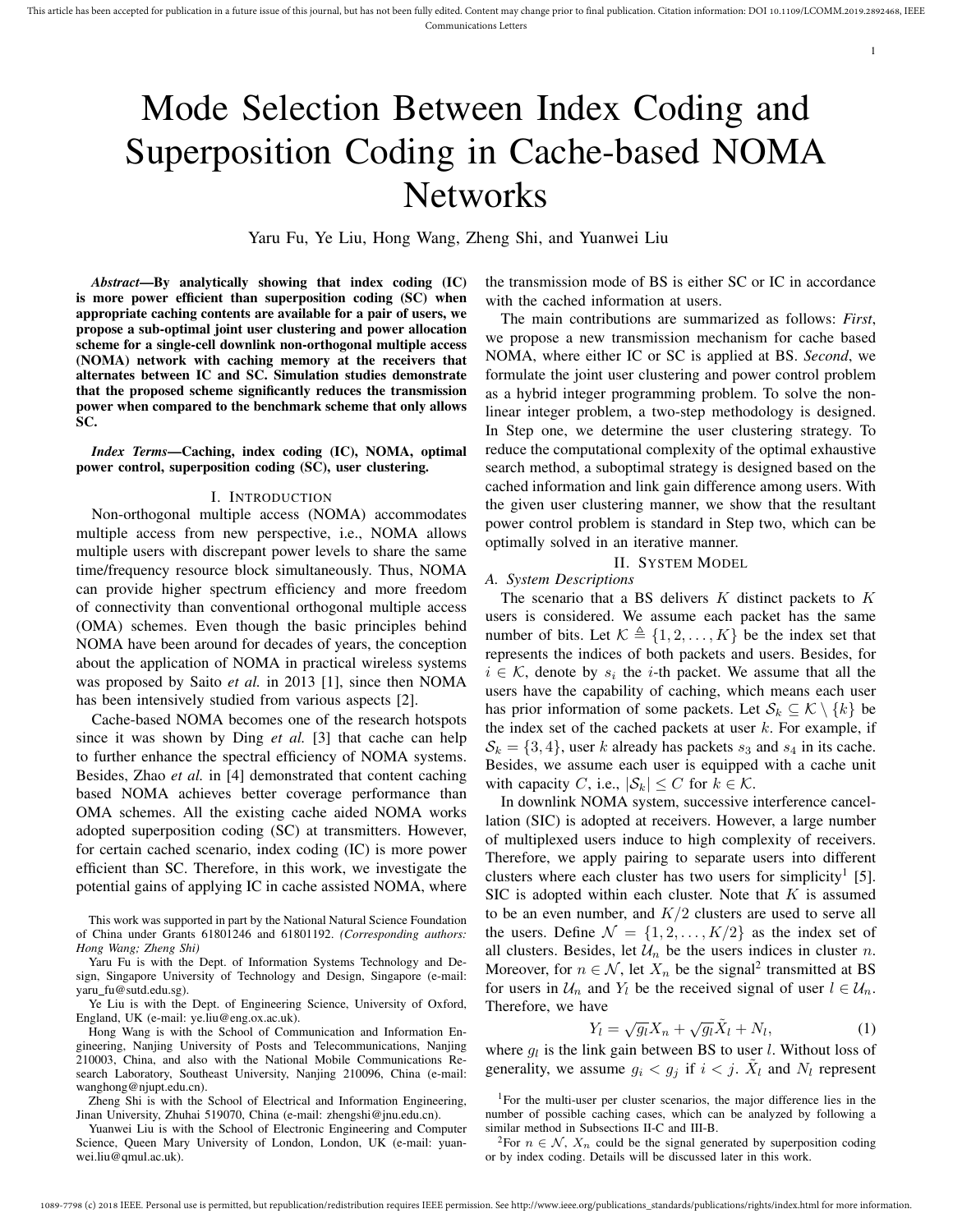# Mode Selection Between Index Coding and Superposition Coding in Cache-based NOMA Networks

Yaru Fu, Ye Liu, Hong Wang, Zheng Shi, and Yuanwei Liu

***Abstract*—By analytically showing that index coding (IC) is more power efficient than superposition coding (SC) when appropriate caching contents are available for a pair of users, we propose a sub-optimal joint user clustering and power allocation scheme for a single-cell downlink non-orthogonal multiple access (NOMA) network with caching memory at the receivers that alternates between IC and SC. Simulation studies demonstrate that the proposed scheme significantly reduces the transmission power when compared to the benchmark scheme that only allows SC.**

***Index Terms*—Caching, index coding (IC), NOMA, optimal power control, superposition coding (SC), user clustering.**

## I. Introduction

Non-orthogonal multiple access (NOMA) accommodates multiple access from new perspective, i.e., NOMA allows multiple users with discrepant power levels to share the same time/frequency resource block simultaneously. Thus, NOMA can provide higher spectrum efficiency and more freedom of connectivity than conventional orthogonal multiple access (OMA) schemes. Even though the basic principles behind NOMA have been around for decades of years, the conception about the application of NOMA in practical wireless systems was proposed by Saito *et al.* in 2013 [1], since then NOMA has been intensively studied from various aspects [2].

Cache-based NOMA becomes one of the research hotspots since it was shown by Ding *et al.* [3] that cache can help to further enhance the spectral efficiency of NOMA systems. Besides, Zhao *et al.* in [4] demonstrated that content caching based NOMA achieves better coverage performance than OMA schemes. All the existing cache aided NOMA works adopted superposition coding (SC) at transmitters. However, for certain cached scenario, index coding (IC) is more power efficient than SC. Therefore, in this work, we investigate the potential gains of applying IC in cache assisted NOMA, where the transmission mode of BS is either SC or IC in accordance with the cached information at users.

The main contributions are summarized as follows: *First*, we propose a new transmission mechanism for cache based NOMA, where either IC or SC is applied at BS. *Second*, we formulate the joint user clustering and power control problem as a hybrid integer programming problem. To solve the non-linear integer problem, a two-step methodology is designed. In Step one, we determine the user clustering strategy. To reduce the computational complexity of the optimal exhaustive search method, a suboptimal strategy is designed based on the cached information and link gain difference among users. With the given user clustering manner, we show that the resultant power control problem is standard in Step two, which can be optimally solved in an iterative manner.

## II. System Model

### A. System Descriptions

The scenario that a BS delivers $K$ distinct packets to $K$ users is considered. We assume each packet has the same number of bits. Let $\mathcal{K} \triangleq \{1, 2, \ldots, K\}$ be the index set that represents the indices of both packets and users. Besides, for $i \in \mathcal{K}$, denote by $s_i$ the $i$-th packet. We assume that all the users have the capability of caching, which means each user has prior information of some packets. Let $\mathcal{S}_k \subseteq \mathcal{K} \setminus \{k\}$ be the index set of the cached packets at user $k$. For example, if $\mathcal{S}_k = \{3, 4\}$, user $k$ already has packets $s_3$ and $s_4$ in its cache. Besides, we assume each user is equipped with a cache unit with capacity $C$, i.e., $|\mathcal{S}_k| \leq C$ for $k \in \mathcal{K}$.

In downlink NOMA system, successive interference cancellation (SIC) is adopted at receivers. However, a large number of multiplexed users induce to high complexity of receivers. Therefore, we apply pairing to separate users into different clusters where each cluster has two users for simplicity[1] [5]. SIC is adopted within each cluster. Note that $K$ is assumed to be an even number, and $K/2$ clusters are used to serve all the users. Define $\mathcal{N} = \{1, 2, \ldots, K/2\}$ as the index set of all clusters. Besides, let $\mathcal{U}_n$ be the users indices in cluster $n$. Moreover, for $n \in \mathcal{N}$, let $X_n$ be the signal[2] transmitted at BS for users in $\mathcal{U}_n$ and $Y_l$ be the received signal of user $l \in \mathcal{U}_n$. Therefore, we have

$$Y_l = \sqrt{g_l} X_n + \sqrt{g_l} \tilde{X}_l + N_l, \tag{1}$$

where $g_l$ is the link gain between BS to user $l$. Without loss of generality, we assume $g_i < g_j$ if $i < j$. $\tilde{X}_l$ and $N_l$ represent

---

[1] For the multi-user per cluster scenarios, the major difference lies in the number of possible caching cases, which can be analyzed by following a similar method in Subsections II-C and III-B.

[2] For $n \in \mathcal{N}$, $X_n$ could be the signal generated by superposition coding or by index coding. Details will be discussed later in this work.

This work was supported in part by the National Natural Science Foundation of China under Grants 61801246 and 61801192. *(Corresponding authors: Hong Wang; Zheng Shi)*

Yaru Fu is with the Dept. of Information Systems Technology and Design, Singapore University of Technology and Design, Singapore (e-mail: yaru_fu@sutd.edu.sg).

Ye Liu is with the Dept. of Engineering Science, University of Oxford, England, UK (e-mail: ye.liu@eng.ox.ac.uk).

Hong Wang is with the School of Communication and Information Engineering, Nanjing University of Posts and Telecommunications, Nanjing 210003, China, and also with the National Mobile Communications Research Laboratory, Southeast University, Nanjing 210096, China (e-mail: wanghong@njupt.edu.cn).

Zheng Shi is with the School of Electrical and Information Engineering, Jinan University, Zhuhai 519070, China (e-mail: zhengshi@jnu.edu.cn).

Yuanwei Liu is with the School of Electronic Engineering and Computer Science, Queen Mary University of London, London, UK (e-mail: yuanwei.liu@qmul.ac.uk).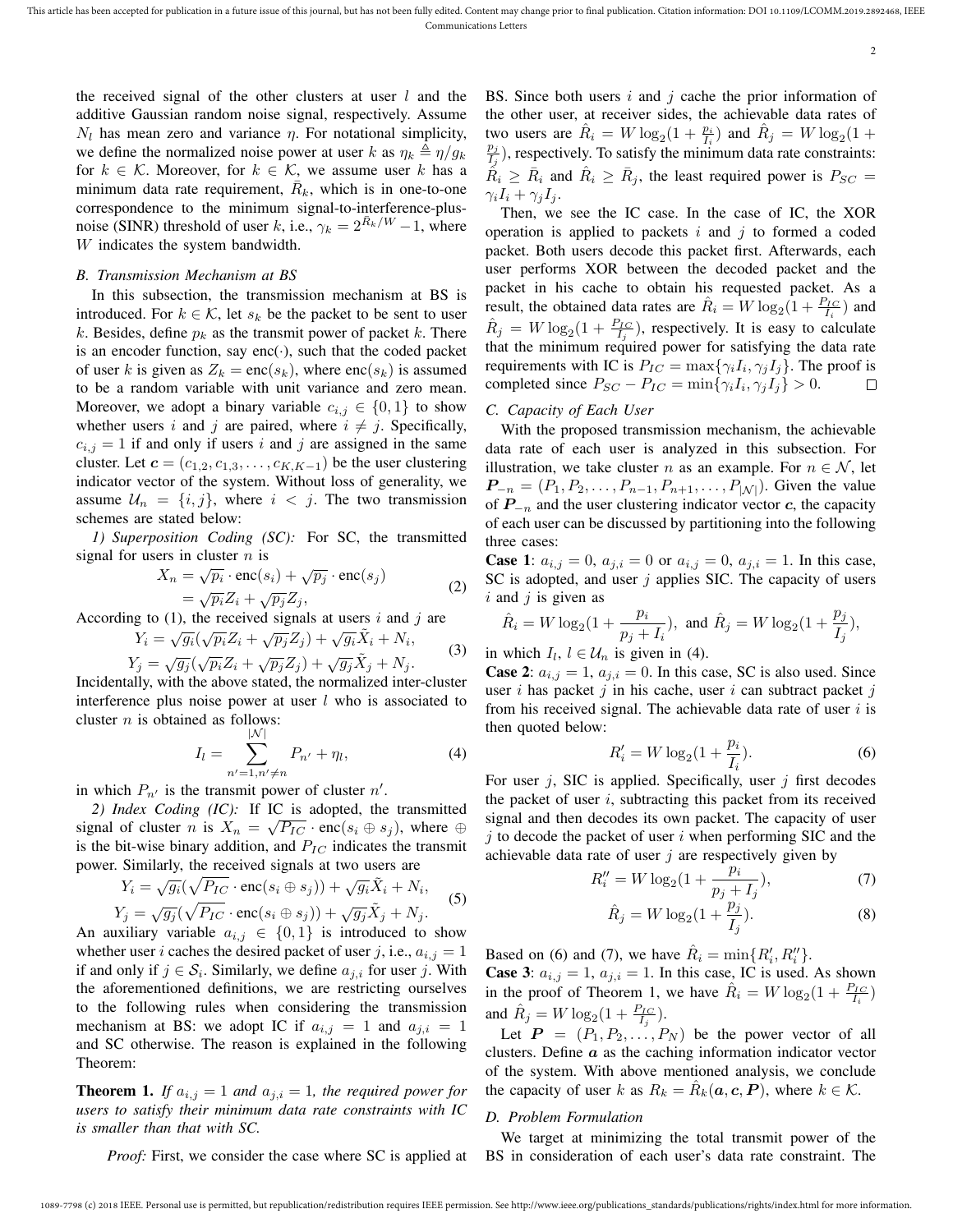the received signal of the other clusters at user $l$ and the additive Gaussian random noise signal, respectively. Assume $N_l$ has mean zero and variance $\eta$. For notational simplicity, we define the normalized noise power at user $k$ as $\eta_k \triangleq \eta/g_k$ for $k \in \mathcal{K}$. Moreover, for $k \in \mathcal{K}$, we assume user $k$ has a minimum data rate requirement, $\bar{R}_k$, which is in one-to-one correspondence to the minimum signal-to-interference-plus-noise (SINR) threshold of user $k$, i.e., $\gamma_k = 2^{\bar{R}_k/W} - 1$, where $W$ indicates the system bandwidth.

### B. Transmission Mechanism at BS

In this subsection, the transmission mechanism at BS is introduced. For $k \in \mathcal{K}$, let $s_k$ be the packet to be sent to user $k$. Besides, define $p_k$ as the transmit power of packet $k$. There is an encoder function, say $\text{enc}(\cdot)$, such that the coded packet of user $k$ is given as $Z_k = \text{enc}(s_k)$, where $\text{enc}(s_k)$ is assumed to be a random variable with unit variance and zero mean. Moreover, we adopt a binary variable $c_{i,j} \in \{0, 1\}$ to show whether users $i$ and $j$ are paired, where $i \neq j$. Specifically, $c_{i,j} = 1$ if and only if users $i$ and $j$ are assigned in the same cluster. Let $\boldsymbol{c} = (c_{1,2}, c_{1,3}, \ldots, c_{K,K-1})$ be the user clustering indicator vector of the system. Without loss of generality, we assume $\mathcal{U}_n = \{i, j\}$, where $i < j$. The two transmission schemes are stated below:

*1) Superposition Coding (SC):* For SC, the transmitted signal for users in cluster $n$ is

$$
\begin{aligned}
X_n &= \sqrt{p_i} \cdot \text{enc}(s_i) + \sqrt{p_j} \cdot \text{enc}(s_j) \\
&= \sqrt{p_i} Z_i + \sqrt{p_j} Z_j,
\end{aligned} \tag{2}
$$

According to (1), the received signals at users $i$ and $j$ are

$$
\begin{aligned}
Y_i &= \sqrt{g_i}(\sqrt{p_i} Z_i + \sqrt{p_j} Z_j) + \sqrt{g_i}\tilde{X}_i + N_i, \\
Y_j &= \sqrt{g_j}(\sqrt{p_i} Z_i + \sqrt{p_j} Z_j) + \sqrt{g_j}\tilde{X}_j + N_j.
\end{aligned} \tag{3}
$$

Incidentally, with the above stated, the normalized inter-cluster interference plus noise power at user $l$ who is associated to cluster $n$ is obtained as follows:

$$
I_l = \sum_{n'=1, n' \neq n}^{|\mathcal{N}|} P_{n'} + \eta_l, \tag{4}
$$

in which $P_{n'}$ is the transmit power of cluster $n'$.

*2) Index Coding (IC):* If IC is adopted, the transmitted signal of cluster $n$ is $X_n = \sqrt{P_{IC}} \cdot \text{enc}(s_i \oplus s_j)$, where $\oplus$ is the bit-wise binary addition, and $P_{IC}$ indicates the transmit power. Similarly, the received signals at two users are

$$
\begin{aligned}
Y_i &= \sqrt{g_i}(\sqrt{P_{IC}} \cdot \text{enc}(s_i \oplus s_j)) + \sqrt{g_i}\tilde{X}_i + N_i, \\
Y_j &= \sqrt{g_j}(\sqrt{P_{IC}} \cdot \text{enc}(s_i \oplus s_j)) + \sqrt{g_j}\tilde{X}_j + N_j.
\end{aligned} \tag{5}
$$

An auxiliary variable $a_{i,j} \in \{0, 1\}$ is introduced to show whether user $i$ caches the desired packet of user $j$, i.e., $a_{i,j} = 1$ if and only if $j \in \mathcal{S}_i$. Similarly, we define $a_{j,i}$ for user $j$. With the aforementioned definitions, we are restricting ourselves to the following rules when considering the transmission mechanism at BS: we adopt IC if $a_{i,j} = 1$ and $a_{j,i} = 1$ and SC otherwise. The reason is explained in the following Theorem:

**Theorem 1.** *If $a_{i,j} = 1$ and $a_{j,i} = 1$, the required power for users to satisfy their minimum data rate constraints with IC is smaller than that with SC.*

*Proof:* First, we consider the case where SC is applied at BS. Since both users $i$ and $j$ cache the prior information of the other user, at receiver sides, the achievable data rates of two users are $\hat{R}_i = W \log_2(1 + \frac{p_i}{I_i})$ and $\hat{R}_j = W \log_2(1 + \frac{p_j}{I_j})$, respectively. To satisfy the minimum data rate constraints: $\hat{R}_i \geq \bar{R}_i$ and $\hat{R}_i \geq \bar{R}_j$, the least required power is $P_{SC} = \gamma_i I_i + \gamma_j I_j$.

Then, we see the IC case. In the case of IC, the XOR operation is applied to packets $i$ and $j$ to formed a coded packet. Both users decode this packet first. Afterwards, each user performs XOR between the decoded packet and the packet in his cache to obtain his requested packet. As a result, the obtained data rates are $\hat{R}_i = W \log_2(1 + \frac{P_{IC}}{I_i})$ and $\hat{R}_j = W \log_2(1 + \frac{P_{IC}}{I_j})$, respectively. It is easy to calculate that the minimum required power for satisfying the data rate requirements with IC is $P_{IC} = \max\{\gamma_i I_i, \gamma_j I_j\}$. The proof is completed since $P_{SC} - P_{IC} = \min\{\gamma_i I_i, \gamma_j I_j\} > 0$. □

### C. Capacity of Each User

With the proposed transmission mechanism, the achievable data rate of each user is analyzed in this subsection. For illustration, we take cluster $n$ as an example. For $n \in \mathcal{N}$, let $\boldsymbol{P}_{-n} = (P_1, P_2, \ldots, P_{n-1}, P_{n+1}, \ldots, P_{|\mathcal{N}|})$. Given the value of $\boldsymbol{P}_{-n}$ and the user clustering indicator vector $\boldsymbol{c}$, the capacity of each user can be discussed by partitioning into the following three cases:

**Case 1**: $a_{i,j} = 0$, $a_{j,i} = 0$ or $a_{i,j} = 0$, $a_{j,i} = 1$. In this case, SC is adopted, and user $j$ applies SIC. The capacity of users $i$ and $j$ is given as

$$
\hat{R}_i = W \log_2(1 + \frac{p_i}{p_j + I_i}), \text{ and } \hat{R}_j = W \log_2(1 + \frac{p_j}{I_j}),
$$

in which $I_l$, $l \in \mathcal{U}_n$ is given in (4).

**Case 2**: $a_{i,j} = 1$, $a_{j,i} = 0$. In this case, SC is also used. Since user $i$ has packet $j$ in his cache, user $i$ can subtract packet $j$ from his received signal. The achievable data rate of user $i$ is then quoted below:

$$
R'_i = W \log_2(1 + \frac{p_i}{I_i}). \tag{6}
$$

For user $j$, SIC is applied. Specifically, user $j$ first decodes the packet of user $i$, subtracting this packet from its received signal and then decodes its own packet. The capacity of user $j$ to decode the packet of user $i$ when performing SIC and the achievable data rate of user $j$ are respectively given by

$$
R''_i = W \log_2(1 + \frac{p_i}{p_j + I_j}), \tag{7}
$$

$$
\hat{R}_j = W \log_2(1 + \frac{p_j}{I_j}). \tag{8}
$$

Based on (6) and (7), we have $\hat{R}_i = \min\{R'_i, R''_i\}$.

**Case 3**: $a_{i,j} = 1$, $a_{j,i} = 1$. In this case, IC is used. As shown in the proof of Theorem 1, we have $\hat{R}_i = W \log_2(1 + \frac{P_{IC}}{I_i})$ and $\hat{R}_j = W \log_2(1 + \frac{P_{IC}}{I_j})$.

Let $\boldsymbol{P} = (P_1, P_2, \ldots, P_N)$ be the power vector of all clusters. Define $\boldsymbol{a}$ as the caching information indicator vector of the system. With above mentioned analysis, we conclude the capacity of user $k$ as $R_k = \hat{R}_k(\boldsymbol{a}, \boldsymbol{c}, \boldsymbol{P})$, where $k \in \mathcal{K}$.

### D. Problem Formulation

We target at minimizing the total transmit power of the BS in consideration of each user's data rate constraint. The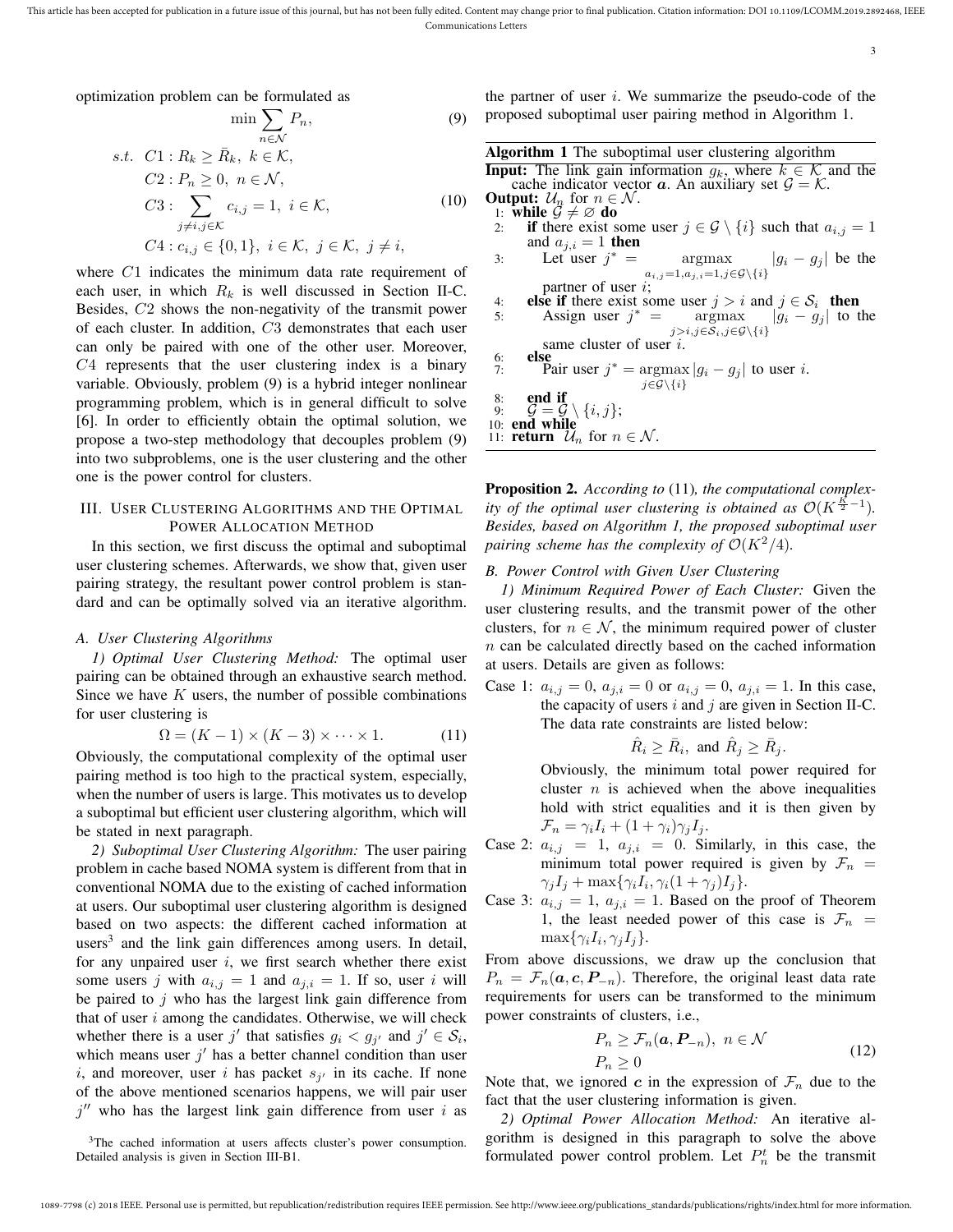optimization problem can be formulated as

$$\min \sum_{n\in\mathcal{N}} P_n, \tag{9}$$

$$\begin{aligned}
s.t.\ \ & C1: R_k \geq \bar{R}_k,\ k\in\mathcal{K},\\
& C2: P_n \geq 0,\ n\in\mathcal{N},\\
& C3: \sum_{j\neq i, j\in\mathcal{K}} c_{i,j} = 1,\ i\in\mathcal{K}, \\
& C4: c_{i,j}\in\{0,1\},\ i\in\mathcal{K},\ j\in\mathcal{K},\ j\neq i,
\end{aligned} \tag{10}$$

where $C1$ indicates the minimum data rate requirement of each user, in which $R_k$ is well discussed in Section II-C. Besides, $C2$ shows the non-negativity of the transmit power of each cluster. In addition, $C3$ demonstrates that each user can only be paired with one of the other user. Moreover, $C4$ represents that the user clustering index is a binary variable. Obviously, problem (9) is a hybrid integer nonlinear programming problem, which is in general difficult to solve [6]. In order to efficiently obtain the optimal solution, we propose a two-step methodology that decouples problem (9) into two subproblems, one is the user clustering and the other one is the power control for clusters.

## III. User Clustering Algorithms and the Optimal Power Allocation Method

In this section, we first discuss the optimal and suboptimal user clustering schemes. Afterwards, we show that, given user pairing strategy, the resultant power control problem is standard and can be optimally solved via an iterative algorithm.

### A. User Clustering Algorithms

*1) Optimal User Clustering Method:* The optimal user pairing can be obtained through an exhaustive search method. Since we have $K$ users, the number of possible combinations for user clustering is

$$\Omega = (K-1)\times(K-3)\times\cdots\times 1. \tag{11}$$

Obviously, the computational complexity of the optimal user pairing method is too high to the practical system, especially, when the number of users is large. This motivates us to develop a suboptimal but efficient user clustering algorithm, which will be stated in next paragraph.

*2) Suboptimal User Clustering Algorithm:* The user pairing problem in cache based NOMA system is different from that in conventional NOMA due to the existing of cached information at users. Our suboptimal user clustering algorithm is designed based on two aspects: the different cached information at users[3] and the link gain differences among users. In detail, for any unpaired user $i$, we first search whether there exist some users $j$ with $a_{i,j}=1$ and $a_{j,i}=1$. If so, user $i$ will be paired to $j$ who has the largest link gain difference from that of user $i$ among the candidates. Otherwise, we will check whether there is a user $j'$ that satisfies $g_i < g_{j'}$ and $j'\in\mathcal{S}_i$, which means user $j'$ has a better channel condition than user $i$, and moreover, user $i$ has packet $s_{j'}$ in its cache. If none of the above mentioned scenarios happens, we will pair user $j''$ who has the largest link gain difference from user $i$ as the partner of user $i$. We summarize the pseudo-code of the proposed suboptimal user pairing method in Algorithm 1.

[3]The cached information at users affects cluster's power consumption. Detailed analysis is given in Section III-B1.

**Algorithm 1** The suboptimal user clustering algorithm

**Input:** The link gain information $g_k$, where $k\in\mathcal{K}$ and the cache indicator vector $\boldsymbol{a}$. An auxiliary set $\mathcal{G}=\mathcal{K}$.
**Output:** $\mathcal{U}_n$ for $n\in\mathcal{N}$.

1: **while** $\mathcal{G}\neq\varnothing$ **do**
2: **if** there exist some user $j\in\mathcal{G}\setminus\{i\}$ such that $a_{i,j}=1$ and $a_{j,i}=1$ **then**
3: Let user $j^* = \underset{a_{i,j}=1, a_{j,i}=1, j\in\mathcal{G}\setminus\{i\}}{\operatorname{argmax}} |g_i - g_j|$ be the partner of user $i$;
4: **else if** there exist some user $j>i$ and $j\in\mathcal{S}_i$ **then**
5: Assign user $j^* = \underset{j>i, j\in\mathcal{S}_i, j\in\mathcal{G}\setminus\{i\}}{\operatorname{argmax}} |g_i - g_j|$ to the same cluster of user $i$.
6: **else**
7: Pair user $j^* = \underset{j\in\mathcal{G}\setminus\{i\}}{\operatorname{argmax}} |g_i - g_j|$ to user $i$.
8: **end if**
9: $\mathcal{G}=\mathcal{G}\setminus\{i,j\}$;
10: **end while**
11: **return** $\mathcal{U}_n$ for $n\in\mathcal{N}$.

**Proposition 2.** *According to* (11)*, the computational complexity of the optimal user clustering is obtained as $\mathcal{O}(K^{\frac{K}{2}-1})$. Besides, based on Algorithm 1, the proposed suboptimal user pairing scheme has the complexity of $\mathcal{O}(K^2/4)$.*

### B. Power Control with Given User Clustering

*1) Minimum Required Power of Each Cluster:* Given the user clustering results, and the transmit power of the other clusters, for $n\in\mathcal{N}$, the minimum required power of cluster $n$ can be calculated directly based on the cached information at users. Details are given as follows:

Case 1: $a_{i,j}=0$, $a_{j,i}=0$ or $a_{i,j}=0$, $a_{j,i}=1$. In this case, the capacity of users $i$ and $j$ are given in Section II-C. The data rate constraints are listed below:

$$\hat{R}_i \geq \bar{R}_i,\ \text{and}\ \hat{R}_j \geq \bar{R}_j.$$

Obviously, the minimum total power required for cluster $n$ is achieved when the above inequalities hold with strict equalities and it is then given by $\mathcal{F}_n = \gamma_i I_i + (1+\gamma_i)\gamma_j I_j$.

Case 2: $a_{i,j}=1$, $a_{j,i}=0$. Similarly, in this case, the minimum total power required is given by $\mathcal{F}_n = \gamma_j I_j + \max\{\gamma_i I_i, \gamma_i(1+\gamma_j)I_j\}$.

Case 3: $a_{i,j}=1$, $a_{j,i}=1$. Based on the proof of Theorem 1, the least needed power of this case is $\mathcal{F}_n = \max\{\gamma_i I_i, \gamma_j I_j\}$.

From above discussions, we draw up the conclusion that $P_n = \mathcal{F}_n(\boldsymbol{a},\boldsymbol{c},\boldsymbol{P}_{-n})$. Therefore, the original least data rate requirements for users can be transformed to the minimum power constraints of clusters, i.e.,

$$\begin{aligned}
& P_n \geq \mathcal{F}_n(\boldsymbol{a},\boldsymbol{P}_{-n}),\ n\in\mathcal{N}\\
& P_n \geq 0
\end{aligned} \tag{12}$$

Note that, we ignored $\boldsymbol{c}$ in the expression of $\mathcal{F}_n$ due to the fact that the user clustering information is given.

*2) Optimal Power Allocation Method:* An iterative algorithm is designed in this paragraph to solve the above formulated power control problem. Let $P_n^t$ be the transmit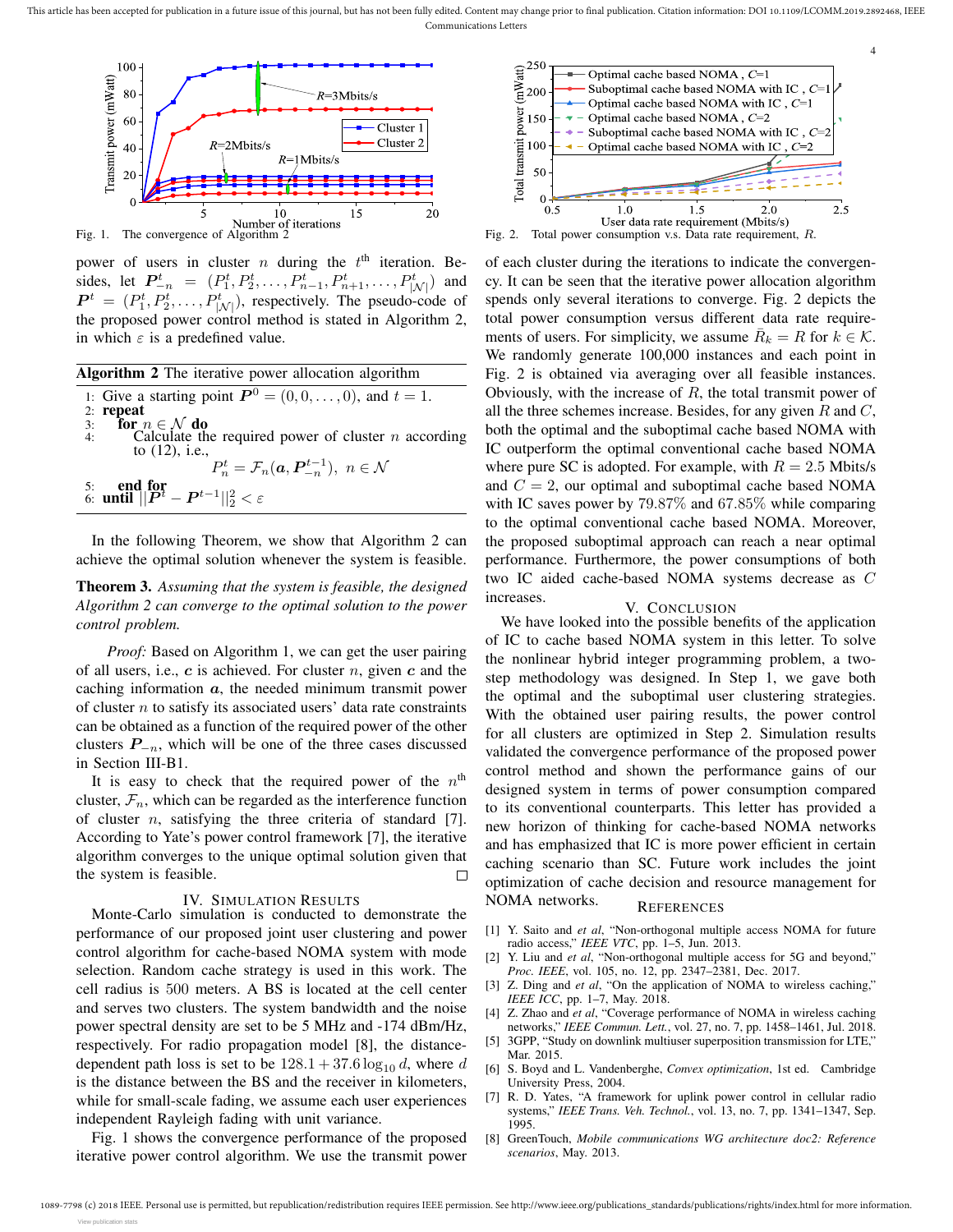100
80
60
40
20
0
Transmit power (mWatt)
5 10 15 20
Number of iterations
R=3Mbits/s
R=2Mbits/s
R=1Mbits/s
Cluster 1
Cluster 2

Fig. 1. The convergence of Algorithm 2

250
200
150
100
50
0
Total transmit power (mWatt)
0.5 1.0 1.5 2.0 2.5
User data rate requirement (Mbits/s)
Optimal cache based NOMA , C=1
Suboptimal cache based NOMA with IC , C=1
Optimal cache based NOMA with IC , C=1
Optimal cache based NOMA , C=2
Suboptimal cache based NOMA with IC , C=2
Optimal cache based NOMA with IC , C=2

Fig. 2. Total power consumption v.s. Data rate requirement, $R$.

power of users in cluster $n$ during the $t^{\text{th}}$ iteration. Besides, let $\boldsymbol{P}_{-n}^{t} = (P_1^t, P_2^t, \ldots, P_{n-1}^t, P_{n+1}^t, \ldots, P_{|\mathcal{N}|}^t)$ and $\boldsymbol{P}^t = (P_1^t, P_2^t, \ldots, P_{|\mathcal{N}|}^t)$, respectively. The pseudo-code of the proposed power control method is stated in Algorithm 2, in which $\varepsilon$ is a predefined value.

**Algorithm 2** The iterative power allocation algorithm

1: Give a starting point $\boldsymbol{P}^0 = (0, 0, \ldots, 0)$, and $t = 1$.
2: **repeat**
3: **for** $n \in \mathcal{N}$ **do**
4: Calculate the required power of cluster $n$ according to (12), i.e.,
$$P_n^t = \mathcal{F}_n(\boldsymbol{a}, \boldsymbol{P}_{-n}^{t-1}),\ n \in \mathcal{N}$$
5: **end for**
6: **until** $||\boldsymbol{P}^t - \boldsymbol{P}^{t-1}||_2^2 < \varepsilon$

In the following Theorem, we show that Algorithm 2 can achieve the optimal solution whenever the system is feasible.

**Theorem 3.** *Assuming that the system is feasible, the designed Algorithm 2 can converge to the optimal solution to the power control problem.*

*Proof:* Based on Algorithm 1, we can get the user pairing of all users, i.e., $\boldsymbol{c}$ is achieved. For cluster $n$, given $\boldsymbol{c}$ and the caching information $\boldsymbol{a}$, the needed minimum transmit power of cluster $n$ to satisfy its associated users' data rate constraints can be obtained as a function of the required power of the other clusters $\boldsymbol{P}_{-n}$, which will be one of the three cases discussed in Section III-B1.

It is easy to check that the required power of the $n^{\text{th}}$ cluster, $\mathcal{F}_n$, which can be regarded as the interference function of cluster $n$, satisfying the three criteria of standard [7]. According to Yate's power control framework [7], the iterative algorithm converges to the unique optimal solution given that the system is feasible. □

## IV. Simulation Results

Monte-Carlo simulation is conducted to demonstrate the performance of our proposed joint user clustering and power control algorithm for cache-based NOMA system with mode selection. Random cache strategy is used in this work. The cell radius is 500 meters. A BS is located at the cell center and serves two clusters. The system bandwidth and the noise power spectral density are set to be 5 MHz and -174 dBm/Hz, respectively. For radio propagation model [8], the distance-dependent path loss is set to be $128.1 + 37.6\log_{10} d$, where $d$ is the distance between the BS and the receiver in kilometers, while for small-scale fading, we assume each user experiences independent Rayleigh fading with unit variance.

Fig. 1 shows the convergence performance of the proposed iterative power control algorithm. We use the transmit power of each cluster during the iterations to indicate the convergency. It can be seen that the iterative power allocation algorithm spends only several iterations to converge. Fig. 2 depicts the total power consumption versus different data rate requirements of users. For simplicity, we assume $\bar{R}_k = R$ for $k \in \mathcal{K}$. We randomly generate 100,000 instances and each point in Fig. 2 is obtained via averaging over all feasible instances. Obviously, with the increase of $R$, the total transmit power of all the three schemes increase. Besides, for any given $R$ and $C$, both the optimal and the suboptimal cache based NOMA with IC outperform the optimal conventional cache based NOMA where pure SC is adopted. For example, with $R = 2.5$ Mbits/s and $C = 2$, our optimal and suboptimal cache based NOMA with IC saves power by 79.87% and 67.85% while comparing to the optimal conventional cache based NOMA. Moreover, the proposed suboptimal approach can reach a near optimal performance. Furthermore, the power consumptions of both two IC aided cache-based NOMA systems decrease as $C$ increases.

## V. Conclusion

We have looked into the possible benefits of the application of IC to cache based NOMA system in this letter. To solve the nonlinear hybrid integer programming problem, a two-step methodology was designed. In Step 1, we gave both the optimal and the suboptimal user clustering strategies. With the obtained user pairing results, the power control for all clusters are optimized in Step 2. Simulation results validated the convergence performance of the proposed power control method and shown the performance gains of our designed system in terms of power consumption compared to its conventional counterparts. This letter has provided a new horizon of thinking for cache-based NOMA networks and has emphasized that IC is more power efficient in certain caching scenario than SC. Future work includes the joint optimization of cache decision and resource management for NOMA networks.

## References

[1] Y. Saito and *et al*, "Non-orthogonal multiple access NOMA for future radio access," *IEEE VTC*, pp. 1–5, Jun. 2013.

[2] Y. Liu and *et al*, "Non-orthogonal multiple access for 5G and beyond," *Proc. IEEE*, vol. 105, no. 12, pp. 2347–2381, Dec. 2017.

[3] Z. Ding and *et al*, "On the application of NOMA to wireless caching," *IEEE ICC*, pp. 1–7, May. 2018.

[4] Z. Zhao and *et al*, "Coverage performance of NOMA in wireless caching networks," *IEEE Commun. Lett.*, vol. 27, no. 7, pp. 1458–1461, Jul. 2018.

[5] 3GPP, "Study on downlink multiuser superposition transmission for LTE," Mar. 2015.

[6] S. Boyd and L. Vandenberghe, *Convex optimization*, 1st ed. Cambridge University Press, 2004.

[7] R. D. Yates, "A framework for uplink power control in cellular radio systems," *IEEE Trans. Veh. Technol.*, vol. 13, no. 7, pp. 1341–1347, Sep. 1995.

[8] GreenTouch, *Mobile communications WG architecture doc2: Reference scenarios*, May. 2013.